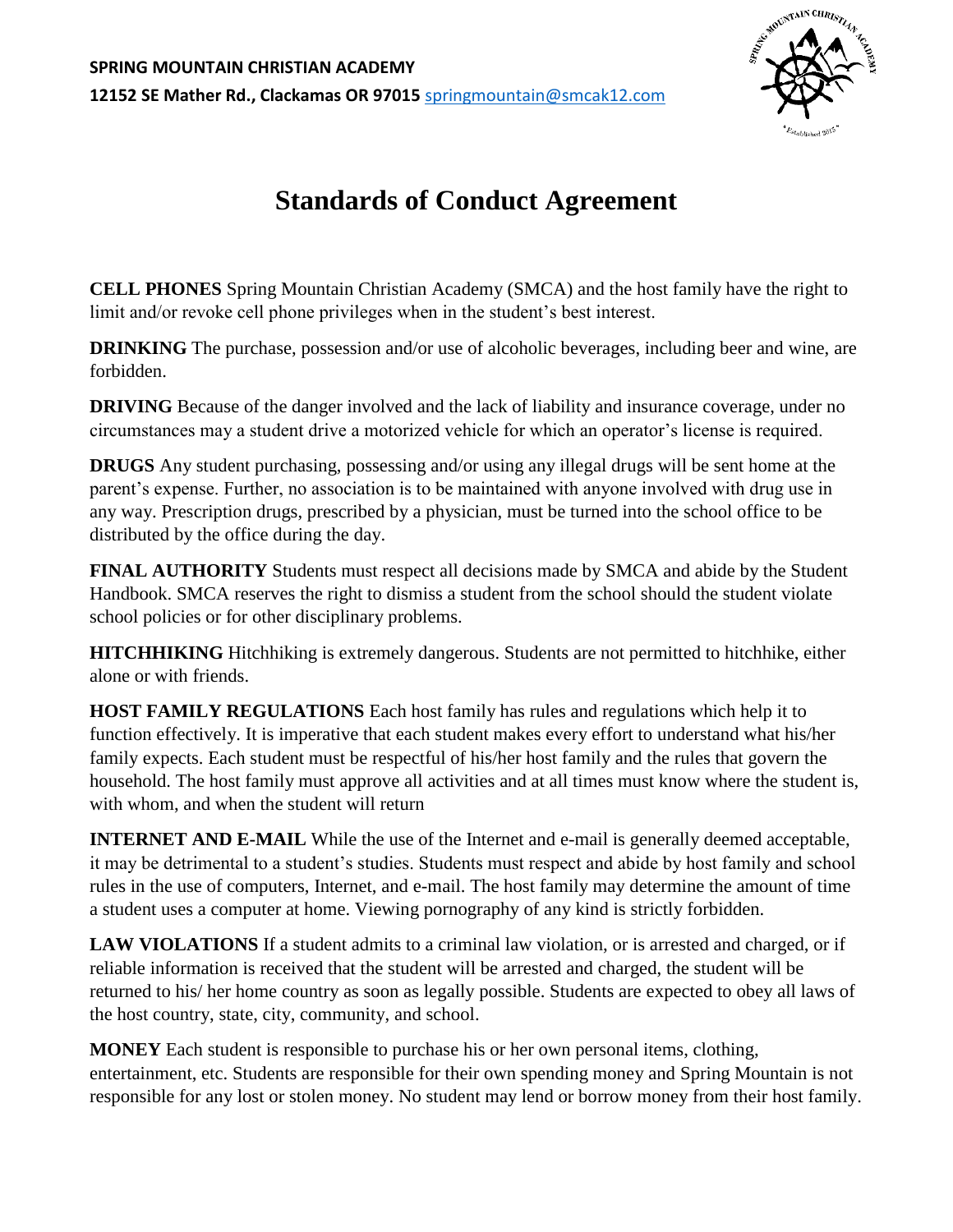**SPRING MOUNTAIN CHRISTIAN ACADEMY**

**12152 SE Mather Rd., Clackamas OR 97015** springmountain@smcak12.com

# Standards of Conduct Agreement

**CELL PHONES** Spring Mountain Christian Academy (SMCA) and the host family have the right to limit and/or revoke cell phone privileges when in the student's best interest.

**DRINKING** The purchase, possession and/or use of alcoholic beverages, including beer and wine, are forbidden.

**DRIVING** Because of the danger involved and the lack of liability and insurance coverage, under no circumstances may a student drive a motorized vehicle for which an operator's license is required.

**DRUGS** Any student purchasing, possessing and/or using any illegal drugs will be sent home at the parent's expense. Further, no association is to be maintained with anyone involved with drug use in any way. Prescription drugs, prescribed by a physician, must be turned into the school office to be distributed by the office during the day.

**FINAL AUTHORITY** Students must respect all decisions made by SMCA and abide by the Student Handbook. SMCA reserves the right to dismiss a student from the school should the student violate school policies or for other disciplinary problems.

**HITCHHIKING** Hitchhiking is extremely dangerous. Students are not permitted to hitchhike, either alone or with friends.

**HOST FAMILY REGULATIONS** Each host family has rules and regulations which help it to function effectively. It is imperative that each student makes every effort to understand what his/her family expects. Each student must be respectful of his/her host family and the rules that govern the household. The host family must approve all activities and at all times must know where the student is, with whom, and when the student will return

**INTERNET AND E-MAIL** While the use of the Internet and e-mail is generally deemed acceptable, it may be detrimental to a student's studies. Students must respect and abide by host family and school rules in the use of computers, Internet, and e-mail. The host family may determine the amount of time a student uses a computer at home. Viewing pornography of any kind is strictly forbidden.

**LAW VIOLATIONS** If a student admits to a criminal law violation, or is arrested and charged, or if reliable information is received that the student will be arrested and charged, the student will be returned to his/ her home country as soon as legally possible. Students are expected to obey all laws of the host country, state, city, community, and school.

**MONEY** Each student is responsible to purchase his or her own personal items, clothing, entertainment, etc. Students are responsible for their own spending money and Spring Mountain is not responsible for any lost or stolen money. No student may lend or borrow money from their host family.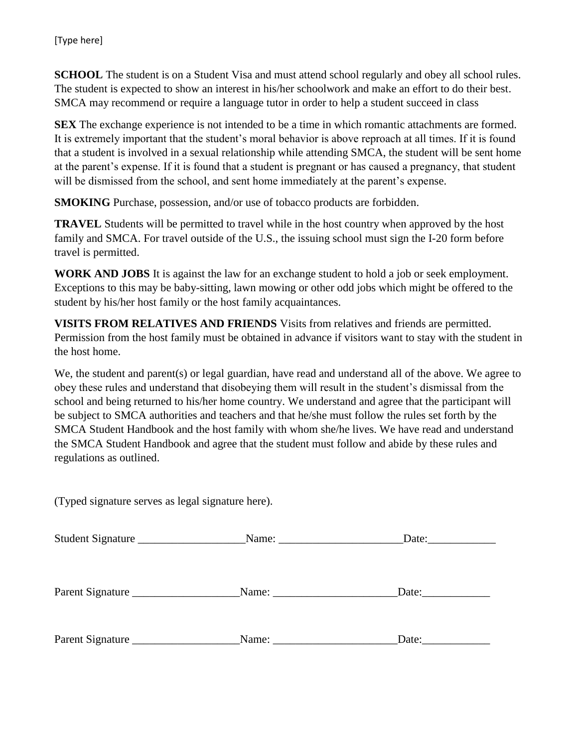[Type here]

**SCHOOL** The student is on a Student Visa and must attend school regularly and obey all school rules. The student is expected to show an interest in his/her schoolwork and make an effort to do their best. SMCA may recommend or require a language tutor in order to help a student succeed in class

**SEX** The exchange experience is not intended to be a time in which romantic attachments are formed. It is extremely important that the student's moral behavior is above reproach at all times. If it is found that a student is involved in a sexual relationship while attending SMCA, the student will be sent home at the parent's expense. If it is found that a student is pregnant or has caused a pregnancy, that student will be dismissed from the school, and sent home immediately at the parent's expense.

**SMOKING** Purchase, possession, and/or use of tobacco products are forbidden.

**TRAVEL** Students will be permitted to travel while in the host country when approved by the host family and SMCA. For travel outside of the U.S., the issuing school must sign the I-20 form before travel is permitted.

**WORK AND JOBS** It is against the law for an exchange student to hold a job or seek employment. Exceptions to this may be baby-sitting, lawn mowing or other odd jobs which might be offered to the student by his/her host family or the host family acquaintances.

**VISITS FROM RELATIVES AND FRIENDS** Visits from relatives and friends are permitted. Permission from the host family must be obtained in advance if visitors want to stay with the student in the host home.

We, the student and parent(s) or legal guardian, have read and understand all of the above. We agree to obey these rules and understand that disobeying them will result in the student's dismissal from the school and being returned to his/her home country. We understand and agree that the participant will be subject to SMCA authorities and teachers and that he/she must follow the rules set forth by the SMCA Student Handbook and the host family with whom she/he lives. We have read and understand the SMCA Student Handbook and agree that the student must follow and abide by these rules and regulations as outlined.

(Typed signature serves as legal signature here).

Student Signature ___________________Name: ______________________Date:____________

Parent Signature ___________________Name: ______________________Date:____________

Parent Signature ___________________Name: ______________________Date:____________